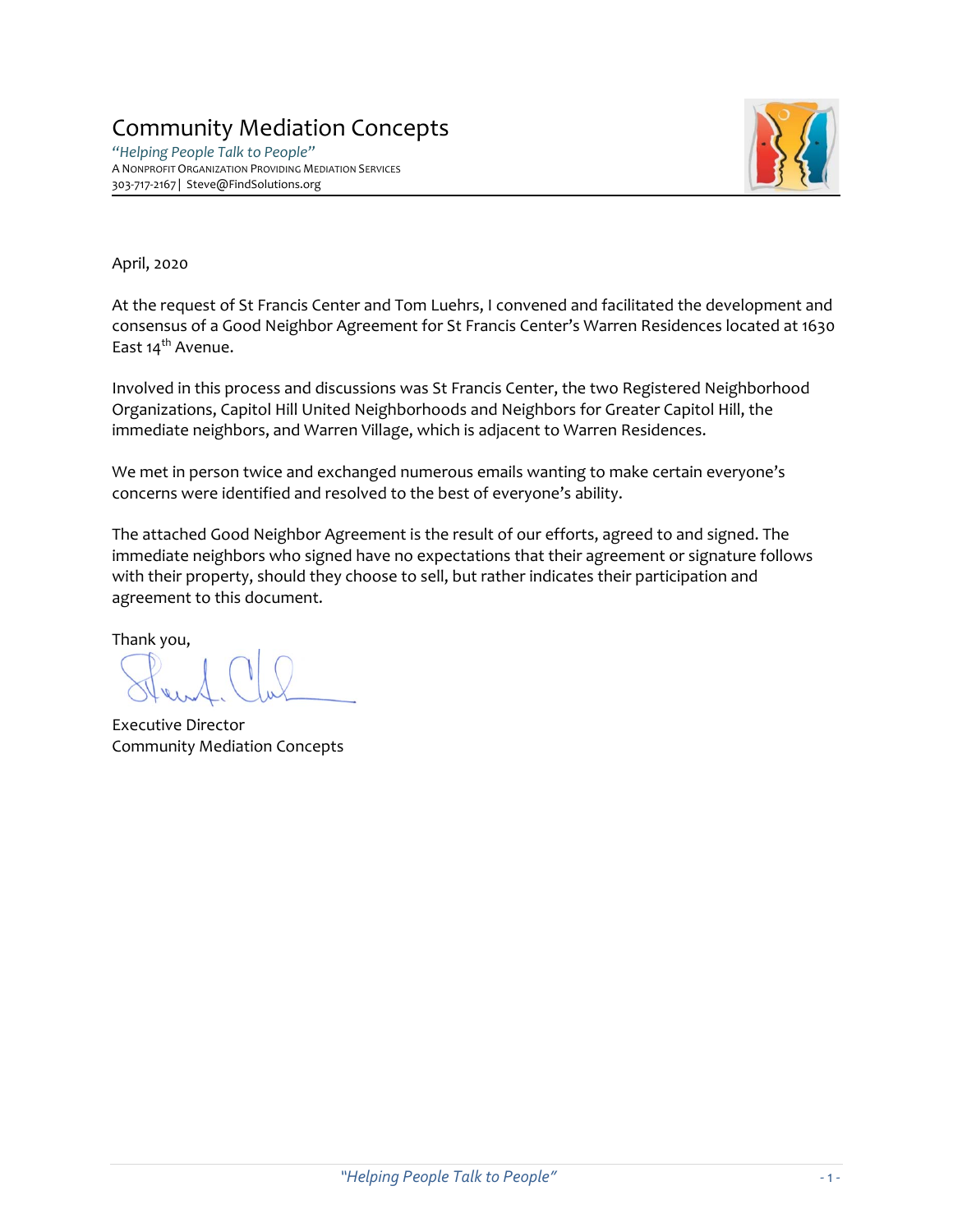# Community Mediation Concepts

*"Helping People Talk to People"*
A NONPROFIT ORGANIZATION PROVIDING MEDIATION SERVICES
303-717-2167 | Steve@FindSolutions.org

April, 2020

At the request of St Francis Center and Tom Luehrs, I convened and facilitated the development and consensus of a Good Neighbor Agreement for St Francis Center's Warren Residences located at 1630 East 14th Avenue.

Involved in this process and discussions was St Francis Center, the two Registered Neighborhood Organizations, Capitol Hill United Neighborhoods and Neighbors for Greater Capitol Hill, the immediate neighbors, and Warren Village, which is adjacent to Warren Residences.

We met in person twice and exchanged numerous emails wanting to make certain everyone's concerns were identified and resolved to the best of everyone's ability.

The attached Good Neighbor Agreement is the result of our efforts, agreed to and signed. The immediate neighbors who signed have no expectations that their agreement or signature follows with their property, should they choose to sell, but rather indicates their participation and agreement to this document.

Thank you,

Executive Director
Community Mediation Concepts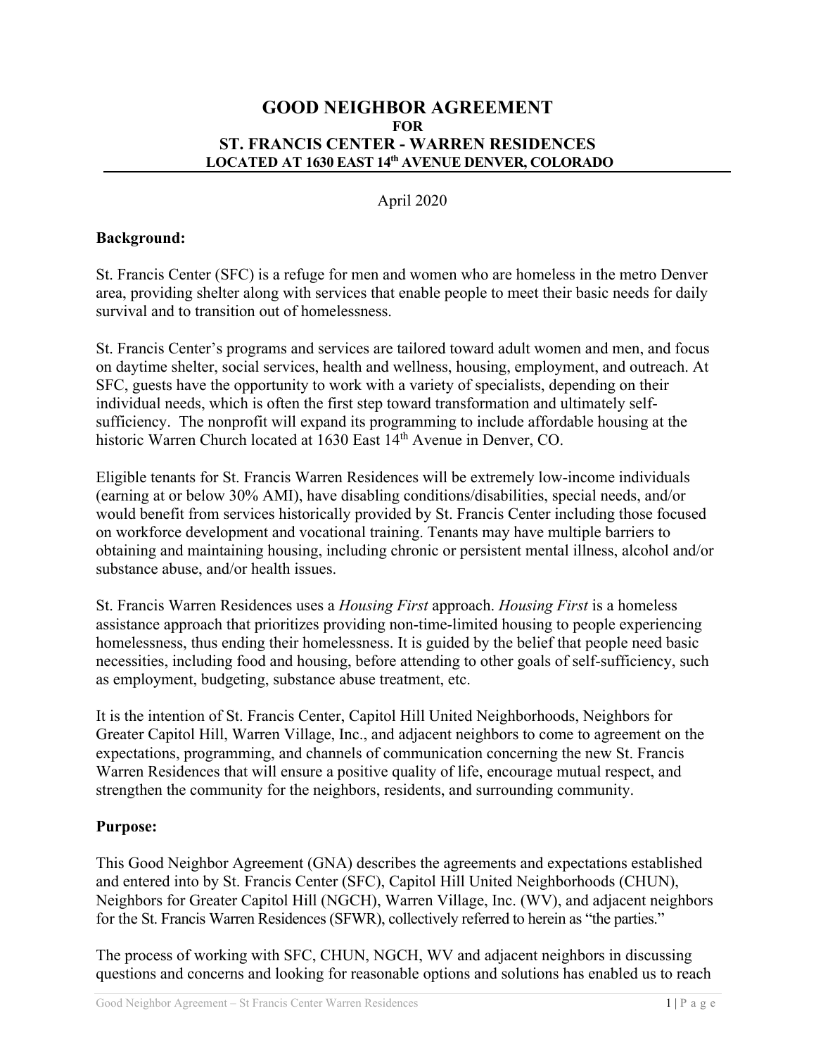# GOOD NEIGHBOR AGREEMENT

**FOR**

## ST. FRANCIS CENTER - WARREN RESIDENCES

**LOCATED AT 1630 EAST 14th AVENUE DENVER, COLORADO**

April 2020

**Background:**

St. Francis Center (SFC) is a refuge for men and women who are homeless in the metro Denver area, providing shelter along with services that enable people to meet their basic needs for daily survival and to transition out of homelessness.

St. Francis Center's programs and services are tailored toward adult women and men, and focus on daytime shelter, social services, health and wellness, housing, employment, and outreach. At SFC, guests have the opportunity to work with a variety of specialists, depending on their individual needs, which is often the first step toward transformation and ultimately self-sufficiency. The nonprofit will expand its programming to include affordable housing at the historic Warren Church located at 1630 East 14th Avenue in Denver, CO.

Eligible tenants for St. Francis Warren Residences will be extremely low-income individuals (earning at or below 30% AMI), have disabling conditions/disabilities, special needs, and/or would benefit from services historically provided by St. Francis Center including those focused on workforce development and vocational training. Tenants may have multiple barriers to obtaining and maintaining housing, including chronic or persistent mental illness, alcohol and/or substance abuse, and/or health issues.

St. Francis Warren Residences uses a *Housing First* approach. *Housing First* is a homeless assistance approach that prioritizes providing non-time-limited housing to people experiencing homelessness, thus ending their homelessness. It is guided by the belief that people need basic necessities, including food and housing, before attending to other goals of self-sufficiency, such as employment, budgeting, substance abuse treatment, etc.

It is the intention of St. Francis Center, Capitol Hill United Neighborhoods, Neighbors for Greater Capitol Hill, Warren Village, Inc., and adjacent neighbors to come to agreement on the expectations, programming, and channels of communication concerning the new St. Francis Warren Residences that will ensure a positive quality of life, encourage mutual respect, and strengthen the community for the neighbors, residents, and surrounding community.

**Purpose:**

This Good Neighbor Agreement (GNA) describes the agreements and expectations established and entered into by St. Francis Center (SFC), Capitol Hill United Neighborhoods (CHUN), Neighbors for Greater Capitol Hill (NGCH), Warren Village, Inc. (WV), and adjacent neighbors for the St. Francis Warren Residences (SFWR), collectively referred to herein as "the parties."

The process of working with SFC, CHUN, NGCH, WV and adjacent neighbors in discussing questions and concerns and looking for reasonable options and solutions has enabled us to reach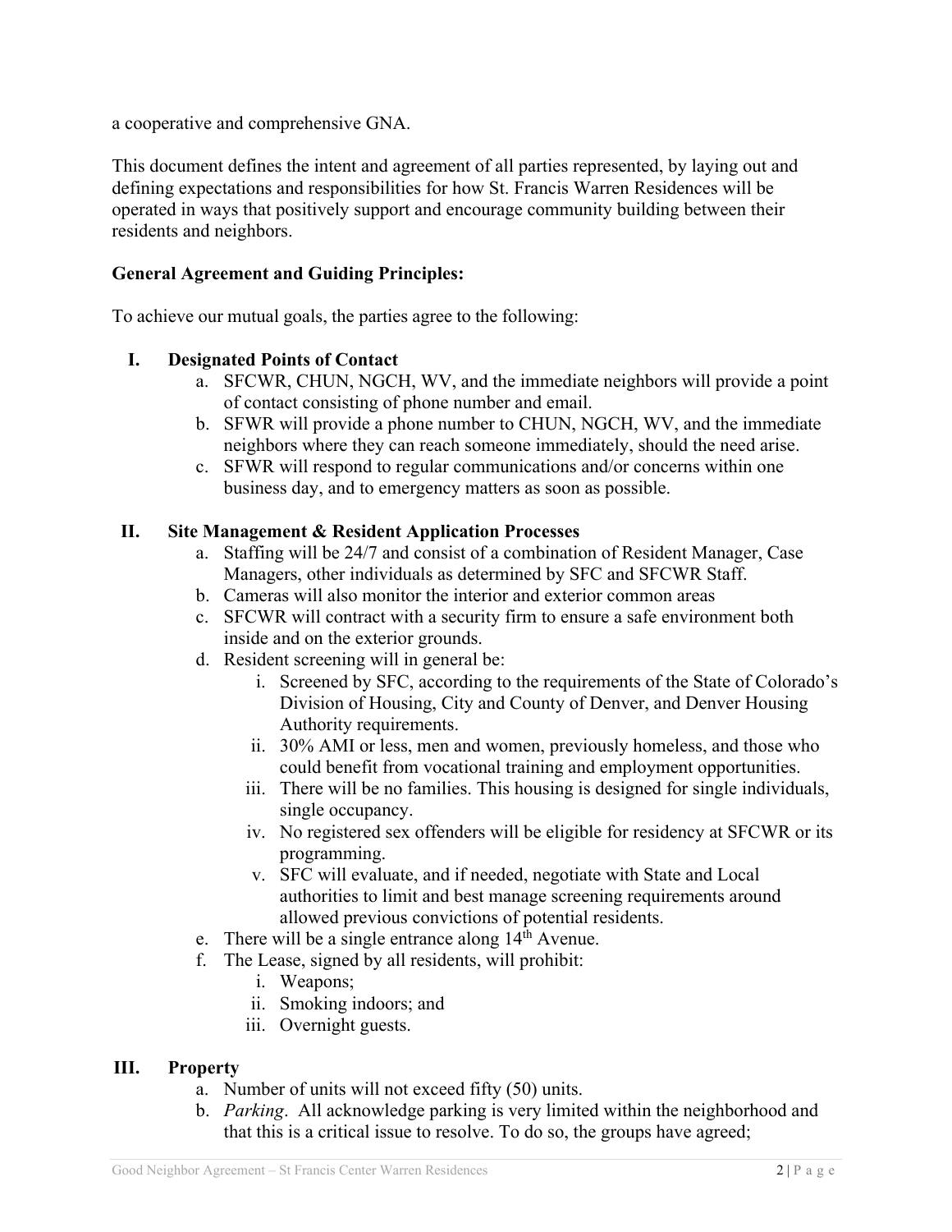a cooperative and comprehensive GNA.

This document defines the intent and agreement of all parties represented, by laying out and defining expectations and responsibilities for how St. Francis Warren Residences will be operated in ways that positively support and encourage community building between their residents and neighbors.

**General Agreement and Guiding Principles:**

To achieve our mutual goals, the parties agree to the following:

**I. Designated Points of Contact**

a. SFCWR, CHUN, NGCH, WV, and the immediate neighbors will provide a point of contact consisting of phone number and email.
b. SFWR will provide a phone number to CHUN, NGCH, WV, and the immediate neighbors where they can reach someone immediately, should the need arise.
c. SFWR will respond to regular communications and/or concerns within one business day, and to emergency matters as soon as possible.

**II. Site Management & Resident Application Processes**

a. Staffing will be 24/7 and consist of a combination of Resident Manager, Case Managers, other individuals as determined by SFC and SFCWR Staff.
b. Cameras will also monitor the interior and exterior common areas
c. SFCWR will contract with a security firm to ensure a safe environment both inside and on the exterior grounds.
d. Resident screening will in general be:
   i. Screened by SFC, according to the requirements of the State of Colorado's Division of Housing, City and County of Denver, and Denver Housing Authority requirements.
   ii. 30% AMI or less, men and women, previously homeless, and those who could benefit from vocational training and employment opportunities.
   iii. There will be no families. This housing is designed for single individuals, single occupancy.
   iv. No registered sex offenders will be eligible for residency at SFCWR or its programming.
   v. SFC will evaluate, and if needed, negotiate with State and Local authorities to limit and best manage screening requirements around allowed previous convictions of potential residents.
e. There will be a single entrance along 14th Avenue.
f. The Lease, signed by all residents, will prohibit:
   i. Weapons;
   ii. Smoking indoors; and
   iii. Overnight guests.

**III. Property**

a. Number of units will not exceed fifty (50) units.
b. *Parking*. All acknowledge parking is very limited within the neighborhood and that this is a critical issue to resolve. To do so, the groups have agreed;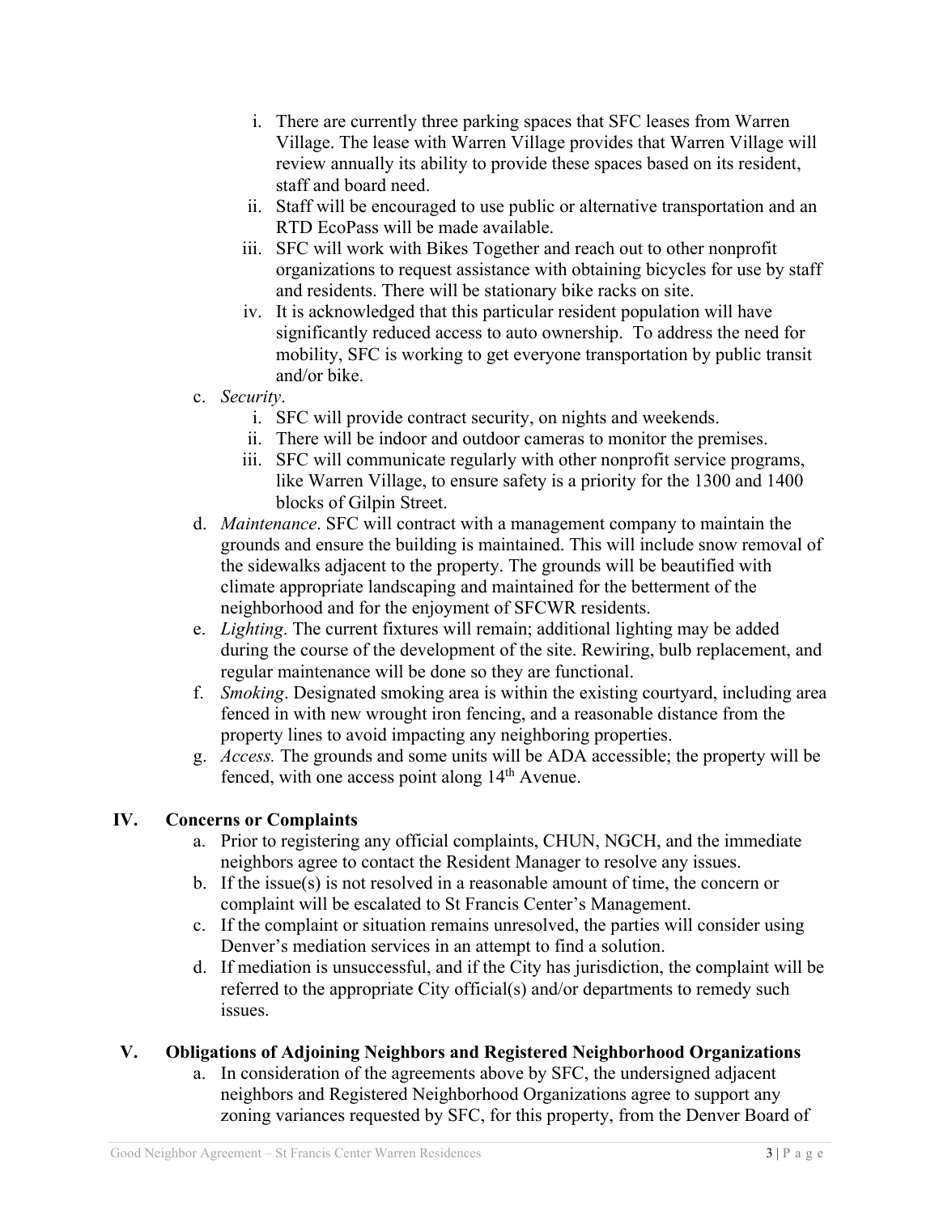i. There are currently three parking spaces that SFC leases from Warren Village. The lease with Warren Village provides that Warren Village will review annually its ability to provide these spaces based on its resident, staff and board need.

ii. Staff will be encouraged to use public or alternative transportation and an RTD EcoPass will be made available.

iii. SFC will work with Bikes Together and reach out to other nonprofit organizations to request assistance with obtaining bicycles for use by staff and residents. There will be stationary bike racks on site.

iv. It is acknowledged that this particular resident population will have significantly reduced access to auto ownership. To address the need for mobility, SFC is working to get everyone transportation by public transit and/or bike.

c. *Security*.

i. SFC will provide contract security, on nights and weekends.

ii. There will be indoor and outdoor cameras to monitor the premises.

iii. SFC will communicate regularly with other nonprofit service programs, like Warren Village, to ensure safety is a priority for the 1300 and 1400 blocks of Gilpin Street.

d. *Maintenance*. SFC will contract with a management company to maintain the grounds and ensure the building is maintained. This will include snow removal of the sidewalks adjacent to the property. The grounds will be beautified with climate appropriate landscaping and maintained for the betterment of the neighborhood and for the enjoyment of SFCWR residents.

e. *Lighting*. The current fixtures will remain; additional lighting may be added during the course of the development of the site. Rewiring, bulb replacement, and regular maintenance will be done so they are functional.

f. *Smoking*. Designated smoking area is within the existing courtyard, including area fenced in with new wrought iron fencing, and a reasonable distance from the property lines to avoid impacting any neighboring properties.

g. *Access.* The grounds and some units will be ADA accessible; the property will be fenced, with one access point along 14th Avenue.

## IV. Concerns or Complaints

a. Prior to registering any official complaints, CHUN, NGCH, and the immediate neighbors agree to contact the Resident Manager to resolve any issues.

b. If the issue(s) is not resolved in a reasonable amount of time, the concern or complaint will be escalated to St Francis Center's Management.

c. If the complaint or situation remains unresolved, the parties will consider using Denver's mediation services in an attempt to find a solution.

d. If mediation is unsuccessful, and if the City has jurisdiction, the complaint will be referred to the appropriate City official(s) and/or departments to remedy such issues.

## V. Obligations of Adjoining Neighbors and Registered Neighborhood Organizations

a. In consideration of the agreements above by SFC, the undersigned adjacent neighbors and Registered Neighborhood Organizations agree to support any zoning variances requested by SFC, for this property, from the Denver Board of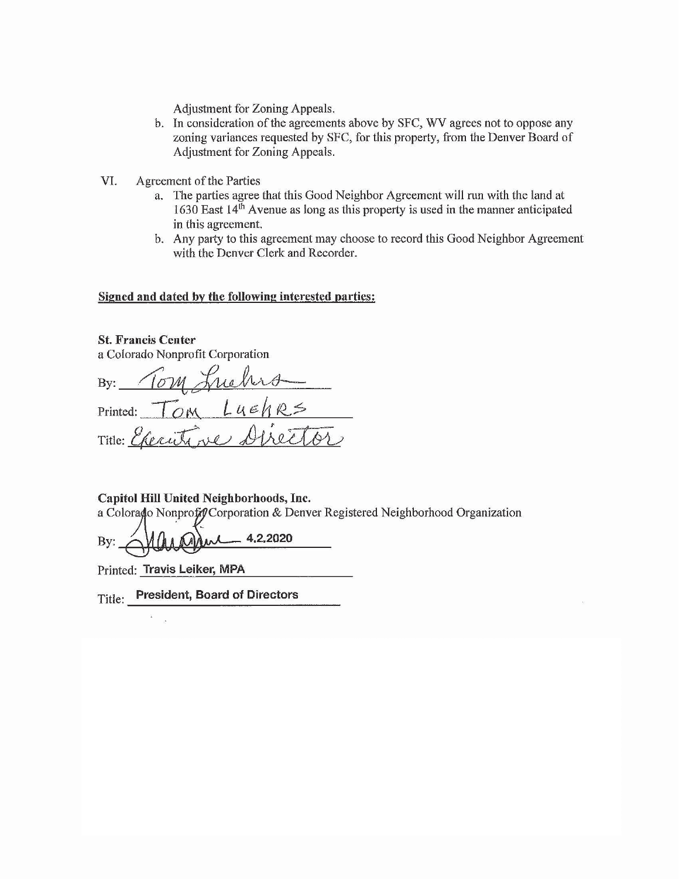Adjustment for Zoning Appeals.

b. In consideration of the agreements above by SFC, WV agrees not to oppose any zoning variances requested by SFC, for this property, from the Denver Board of Adjustment for Zoning Appeals.

VI. Agreement of the Parties

a. The parties agree that this Good Neighbor Agreement will run with the land at 1630 East 14th Avenue as long as this property is used in the manner anticipated in this agreement.

b. Any party to this agreement may choose to record this Good Neighbor Agreement with the Denver Clerk and Recorder.

**Signed and dated by the following interested parties:**

**St. Francis Center**
a Colorado Nonprofit Corporation

By: Tom Luehrs

Printed: TOM LUEHRS

Title: Executive Director

**Capitol Hill United Neighborhoods, Inc.**
a Colorado Nonprofit Corporation & Denver Registered Neighborhood Organization

By: 4.2.2020

Printed: Travis Leiker, MPA

Title: President, Board of Directors